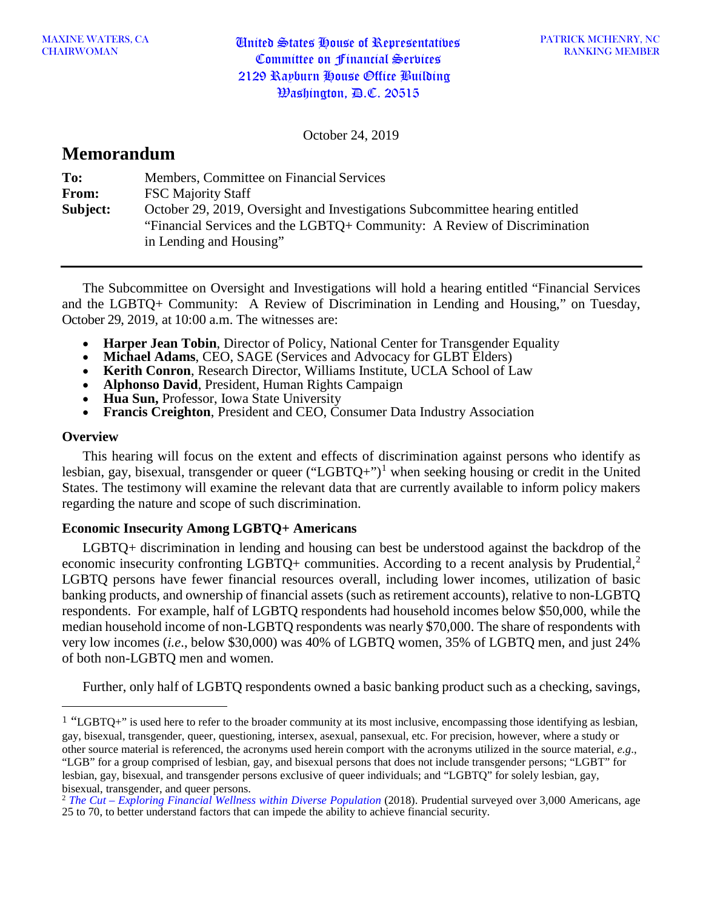MAXINE WATERS, CA
CHAIRWOMAN

United States House of Representatives
Committee on Financial Services
2129 Rayburn House Office Building
Washington, D.C. 20515

PATRICK MCHENRY, NC
RANKING MEMBER

October 24, 2019

# Memorandum

**To:** Members, Committee on Financial Services
**From:** FSC Majority Staff
**Subject:** October 29, 2019, Oversight and Investigations Subcommittee hearing entitled "Financial Services and the LGBTQ+ Community: A Review of Discrimination in Lending and Housing"

---

The Subcommittee on Oversight and Investigations will hold a hearing entitled "Financial Services and the LGBTQ+ Community: A Review of Discrimination in Lending and Housing," on Tuesday, October 29, 2019, at 10:00 a.m. The witnesses are:

- **Harper Jean Tobin**, Director of Policy, National Center for Transgender Equality
- **Michael Adams**, CEO, SAGE (Services and Advocacy for GLBT Elders)
- **Kerith Conron**, Research Director, Williams Institute, UCLA School of Law
- **Alphonso David**, President, Human Rights Campaign
- **Hua Sun,** Professor, Iowa State University
- **Francis Creighton**, President and CEO, Consumer Data Industry Association

## Overview

This hearing will focus on the extent and effects of discrimination against persons who identify as lesbian, gay, bisexual, transgender or queer ("LGBTQ+")[1] when seeking housing or credit in the United States. The testimony will examine the relevant data that are currently available to inform policy makers regarding the nature and scope of such discrimination.

## Economic Insecurity Among LGBTQ+ Americans

LGBTQ+ discrimination in lending and housing can best be understood against the backdrop of the economic insecurity confronting LGBTQ+ communities. According to a recent analysis by Prudential,[2] LGBTQ persons have fewer financial resources overall, including lower incomes, utilization of basic banking products, and ownership of financial assets (such as retirement accounts), relative to non-LGBTQ respondents. For example, half of LGBTQ respondents had household incomes below $50,000, while the median household income of non-LGBTQ respondents was nearly $70,000. The share of respondents with very low incomes (*i.e*., below $30,000) was 40% of LGBTQ women, 35% of LGBTQ men, and just 24% of both non-LGBTQ men and women.

Further, only half of LGBTQ respondents owned a basic banking product such as a checking, savings,

---

[1] "LGBTQ+" is used here to refer to the broader community at its most inclusive, encompassing those identifying as lesbian, gay, bisexual, transgender, queer, questioning, intersex, asexual, pansexual, etc. For precision, however, where a study or other source material is referenced, the acronyms used herein comport with the acronyms utilized in the source material, *e.g*., "LGB" for a group comprised of lesbian, gay, and bisexual persons that does not include transgender persons; "LGBT" for lesbian, gay, bisexual, and transgender persons exclusive of queer individuals; and "LGBTQ" for solely lesbian, gay, bisexual, transgender, and queer persons.

[2] *The Cut – Exploring Financial Wellness within Diverse Population* (2018). Prudential surveyed over 3,000 Americans, age 25 to 70, to better understand factors that can impede the ability to achieve financial security.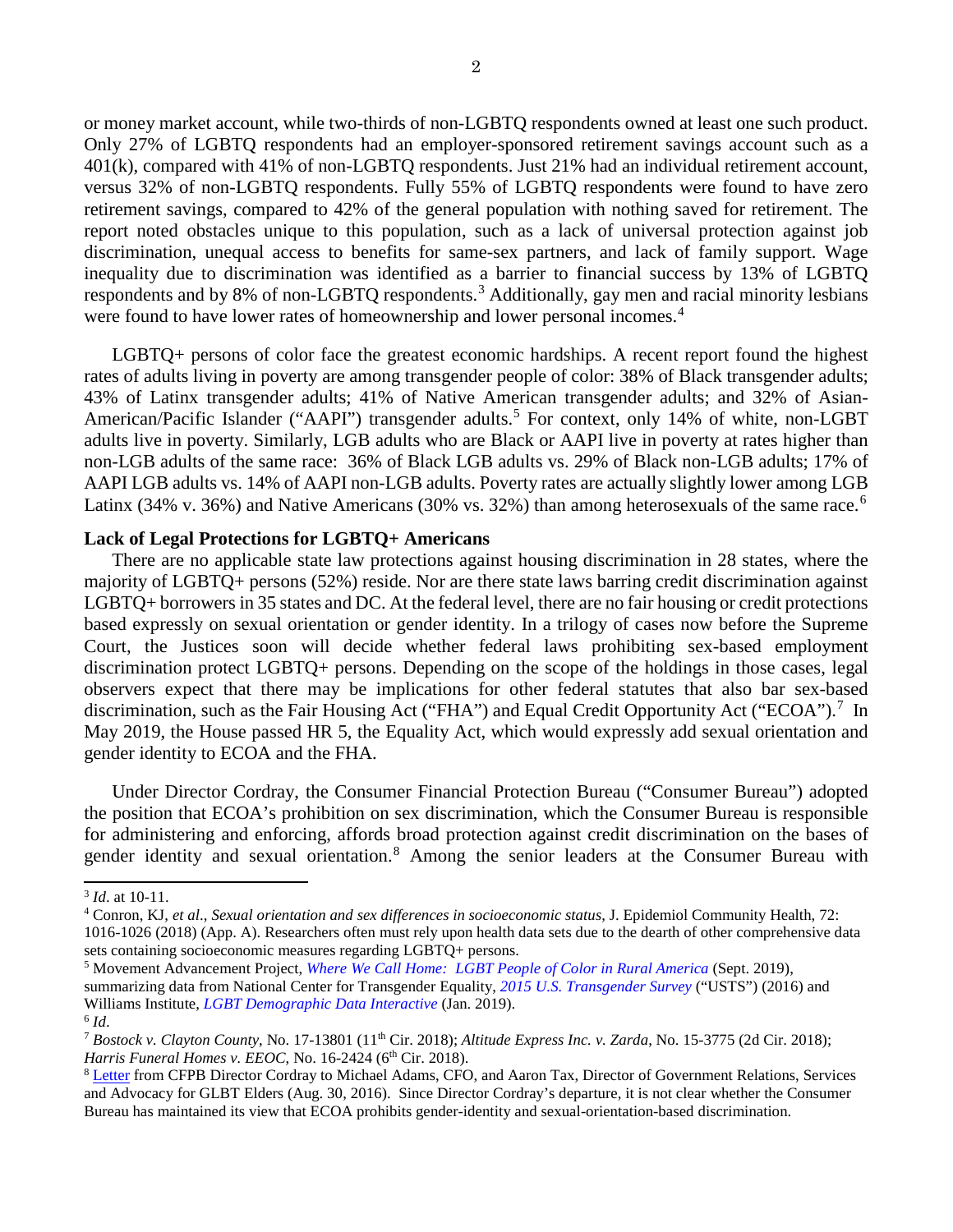or money market account, while two-thirds of non-LGBTQ respondents owned at least one such product. Only 27% of LGBTQ respondents had an employer-sponsored retirement savings account such as a 401(k), compared with 41% of non-LGBTQ respondents. Just 21% had an individual retirement account, versus 32% of non-LGBTQ respondents. Fully 55% of LGBTQ respondents were found to have zero retirement savings, compared to 42% of the general population with nothing saved for retirement. The report noted obstacles unique to this population, such as a lack of universal protection against job discrimination, unequal access to benefits for same-sex partners, and lack of family support. Wage inequality due to discrimination was identified as a barrier to financial success by 13% of LGBTQ respondents and by 8% of non-LGBTQ respondents.[3] Additionally, gay men and racial minority lesbians were found to have lower rates of homeownership and lower personal incomes.[4]

LGBTQ+ persons of color face the greatest economic hardships. A recent report found the highest rates of adults living in poverty are among transgender people of color: 38% of Black transgender adults; 43% of Latinx transgender adults; 41% of Native American transgender adults; and 32% of Asian-American/Pacific Islander ("AAPI") transgender adults.[5] For context, only 14% of white, non-LGBT adults live in poverty. Similarly, LGB adults who are Black or AAPI live in poverty at rates higher than non-LGB adults of the same race: 36% of Black LGB adults vs. 29% of Black non-LGB adults; 17% of AAPI LGB adults vs. 14% of AAPI non-LGB adults. Poverty rates are actually slightly lower among LGB Latinx (34% v. 36%) and Native Americans (30% vs. 32%) than among heterosexuals of the same race.[6]

**Lack of Legal Protections for LGBTQ+ Americans**

There are no applicable state law protections against housing discrimination in 28 states, where the majority of LGBTQ+ persons (52%) reside. Nor are there state laws barring credit discrimination against LGBTQ+ borrowers in 35 states and DC. At the federal level, there are no fair housing or credit protections based expressly on sexual orientation or gender identity. In a trilogy of cases now before the Supreme Court, the Justices soon will decide whether federal laws prohibiting sex-based employment discrimination protect LGBTQ+ persons. Depending on the scope of the holdings in those cases, legal observers expect that there may be implications for other federal statutes that also bar sex-based discrimination, such as the Fair Housing Act ("FHA") and Equal Credit Opportunity Act ("ECOA").[7] In May 2019, the House passed HR 5, the Equality Act, which would expressly add sexual orientation and gender identity to ECOA and the FHA.

Under Director Cordray, the Consumer Financial Protection Bureau ("Consumer Bureau") adopted the position that ECOA's prohibition on sex discrimination, which the Consumer Bureau is responsible for administering and enforcing, affords broad protection against credit discrimination on the bases of gender identity and sexual orientation.[8] Among the senior leaders at the Consumer Bureau with

---

[3] *Id*. at 10-11.

[4] Conron, KJ, *et al*., *Sexual orientation and sex differences in socioeconomic status*, J. Epidemiol Community Health, 72: 1016-1026 (2018) (App. A). Researchers often must rely upon health data sets due to the dearth of other comprehensive data sets containing socioeconomic measures regarding LGBTQ+ persons.

[5] Movement Advancement Project, *Where We Call Home: LGBT People of Color in Rural America* (Sept. 2019), summarizing data from National Center for Transgender Equality, *2015 U.S. Transgender Survey* ("USTS") (2016) and Williams Institute, *LGBT Demographic Data Interactive* (Jan. 2019).

[6] *Id*.

[7] *Bostock v. Clayton County*, No. 17-13801 (11th Cir. 2018); *Altitude Express Inc. v. Zarda*, No. 15-3775 (2d Cir. 2018); *Harris Funeral Homes v. EEOC*, No. 16-2424 (6th Cir. 2018).

[8] Letter from CFPB Director Cordray to Michael Adams, CFO, and Aaron Tax, Director of Government Relations, Services and Advocacy for GLBT Elders (Aug. 30, 2016). Since Director Cordray's departure, it is not clear whether the Consumer Bureau has maintained its view that ECOA prohibits gender-identity and sexual-orientation-based discrimination.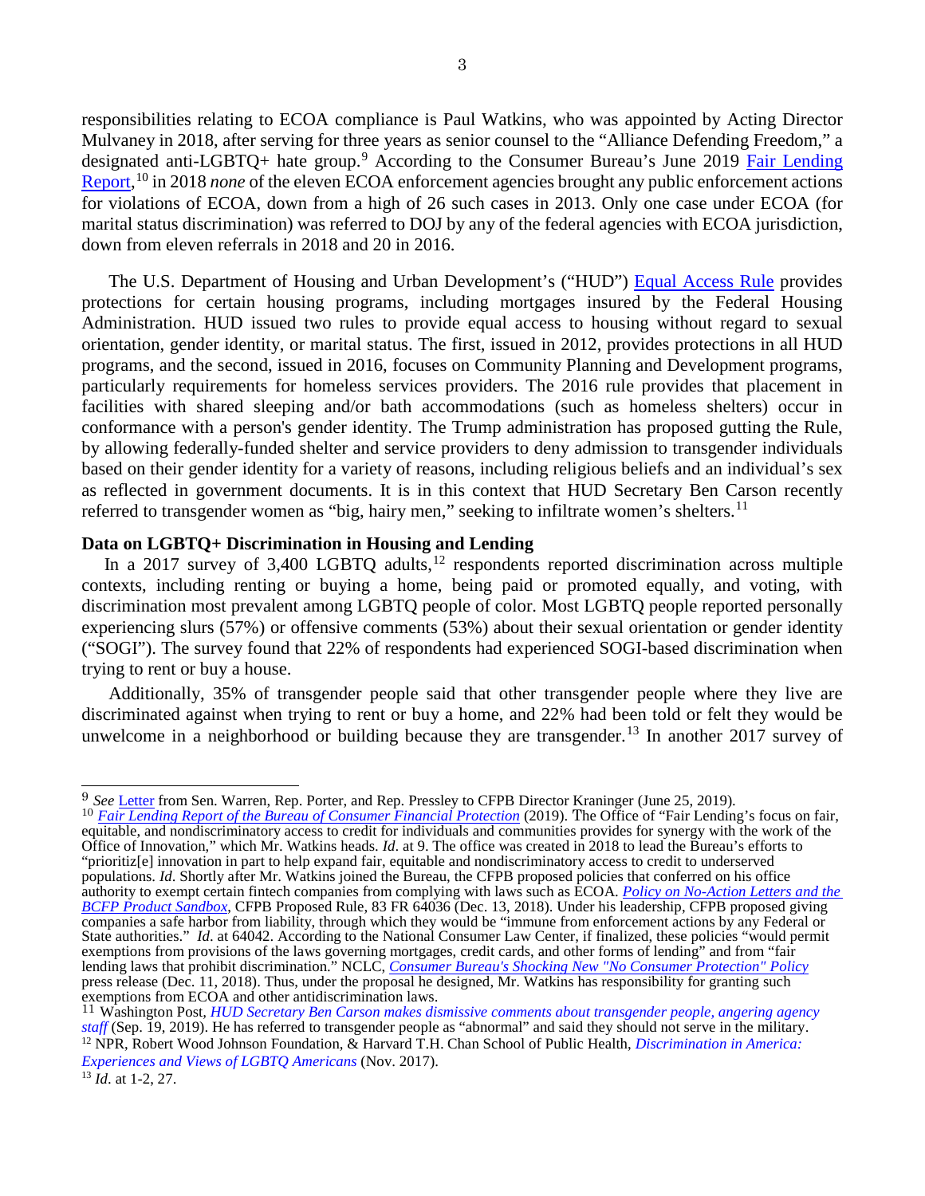responsibilities relating to ECOA compliance is Paul Watkins, who was appointed by Acting Director Mulvaney in 2018, after serving for three years as senior counsel to the "Alliance Defending Freedom," a designated anti-LGBTQ+ hate group.[9] According to the Consumer Bureau's June 2019 Fair Lending Report,[10] in 2018 *none* of the eleven ECOA enforcement agencies brought any public enforcement actions for violations of ECOA, down from a high of 26 such cases in 2013. Only one case under ECOA (for marital status discrimination) was referred to DOJ by any of the federal agencies with ECOA jurisdiction, down from eleven referrals in 2018 and 20 in 2016.

The U.S. Department of Housing and Urban Development's ("HUD") Equal Access Rule provides protections for certain housing programs, including mortgages insured by the Federal Housing Administration. HUD issued two rules to provide equal access to housing without regard to sexual orientation, gender identity, or marital status. The first, issued in 2012, provides protections in all HUD programs, and the second, issued in 2016, focuses on Community Planning and Development programs, particularly requirements for homeless services providers. The 2016 rule provides that placement in facilities with shared sleeping and/or bath accommodations (such as homeless shelters) occur in conformance with a person's gender identity. The Trump administration has proposed gutting the Rule, by allowing federally-funded shelter and service providers to deny admission to transgender individuals based on their gender identity for a variety of reasons, including religious beliefs and an individual's sex as reflected in government documents. It is in this context that HUD Secretary Ben Carson recently referred to transgender women as "big, hairy men," seeking to infiltrate women's shelters.[11]

**Data on LGBTQ+ Discrimination in Housing and Lending**

In a 2017 survey of 3,400 LGBTQ adults,[12] respondents reported discrimination across multiple contexts, including renting or buying a home, being paid or promoted equally, and voting, with discrimination most prevalent among LGBTQ people of color. Most LGBTQ people reported personally experiencing slurs (57%) or offensive comments (53%) about their sexual orientation or gender identity ("SOGI"). The survey found that 22% of respondents had experienced SOGI-based discrimination when trying to rent or buy a house.

Additionally, 35% of transgender people said that other transgender people where they live are discriminated against when trying to rent or buy a home, and 22% had been told or felt they would be unwelcome in a neighborhood or building because they are transgender.[13] In another 2017 survey of

---

[9] *See* Letter from Sen. Warren, Rep. Porter, and Rep. Pressley to CFPB Director Kraninger (June 25, 2019).

[10] *Fair Lending Report of the Bureau of Consumer Financial Protection* (2019). The Office of "Fair Lending's focus on fair, equitable, and nondiscriminatory access to credit for individuals and communities provides for synergy with the work of the Office of Innovation," which Mr. Watkins heads. *Id*. at 9. The office was created in 2018 to lead the Bureau's efforts to "prioritiz[e] innovation in part to help expand fair, equitable and nondiscriminatory access to credit to underserved populations. *Id*. Shortly after Mr. Watkins joined the Bureau, the CFPB proposed policies that conferred on his office authority to exempt certain fintech companies from complying with laws such as ECOA. *Policy on No-Action Letters and the BCFP Product Sandbox*, CFPB Proposed Rule, 83 FR 64036 (Dec. 13, 2018). Under his leadership, CFPB proposed giving companies a safe harbor from liability, through which they would be "immune from enforcement actions by any Federal or State authorities." *Id*. at 64042. According to the National Consumer Law Center, if finalized, these policies "would permit exemptions from provisions of the laws governing mortgages, credit cards, and other forms of lending" and from "fair lending laws that prohibit discrimination." NCLC, *Consumer Bureau's Shocking New "No Consumer Protection" Policy* press release (Dec. 11, 2018). Thus, under the proposal he designed, Mr. Watkins has responsibility for granting such exemptions from ECOA and other antidiscrimination laws.

[11] Washington Post, *HUD Secretary Ben Carson makes dismissive comments about transgender people, angering agency staff* (Sep. 19, 2019). He has referred to transgender people as "abnormal" and said they should not serve in the military.

[12] NPR, Robert Wood Johnson Foundation, & Harvard T.H. Chan School of Public Health, *Discrimination in America: Experiences and Views of LGBTQ Americans* (Nov. 2017).

[13] *Id*. at 1-2, 27.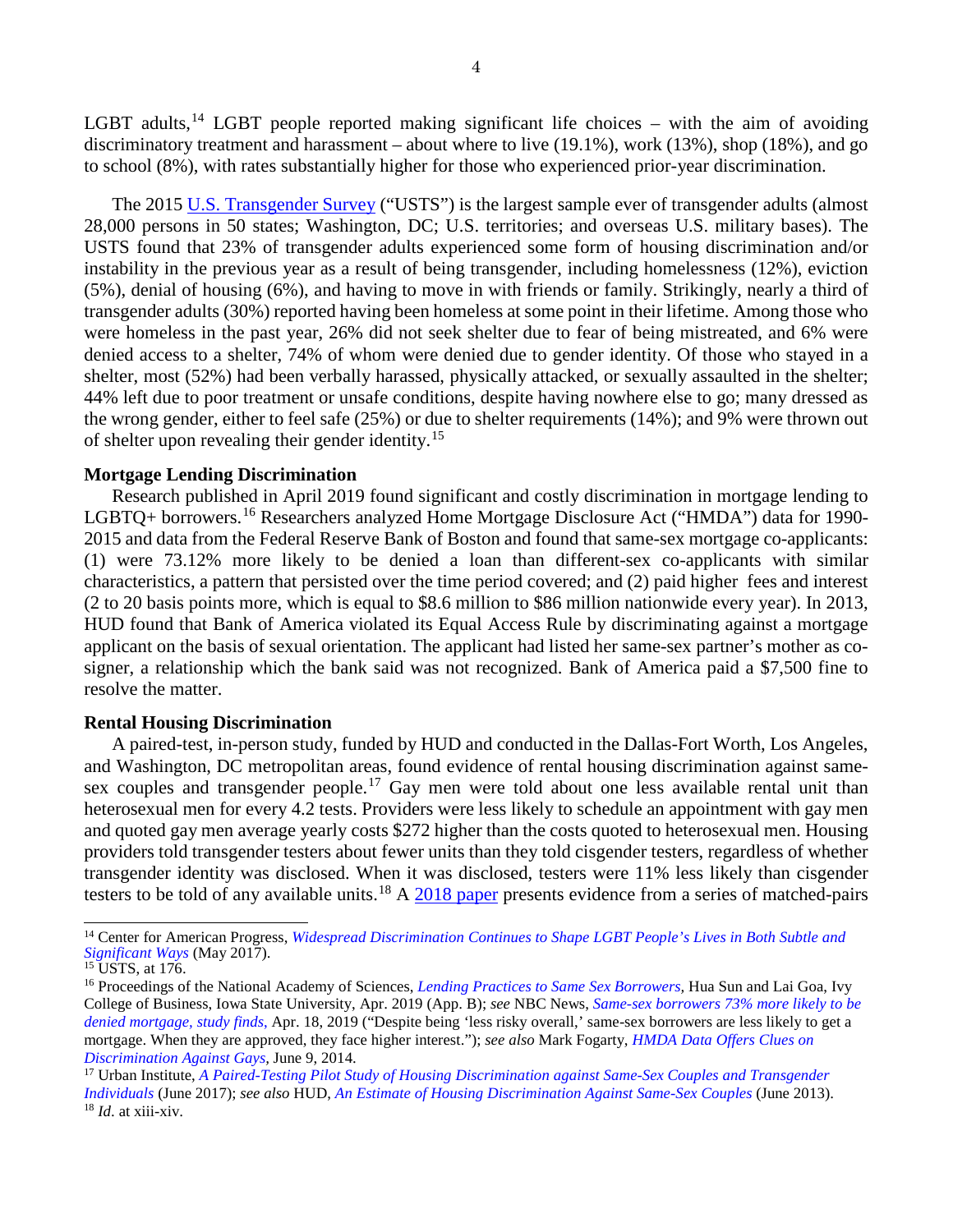LGBT adults,[14] LGBT people reported making significant life choices – with the aim of avoiding discriminatory treatment and harassment – about where to live (19.1%), work (13%), shop (18%), and go to school (8%), with rates substantially higher for those who experienced prior-year discrimination.

The 2015 U.S. Transgender Survey ("USTS") is the largest sample ever of transgender adults (almost 28,000 persons in 50 states; Washington, DC; U.S. territories; and overseas U.S. military bases). The USTS found that 23% of transgender adults experienced some form of housing discrimination and/or instability in the previous year as a result of being transgender, including homelessness (12%), eviction (5%), denial of housing (6%), and having to move in with friends or family. Strikingly, nearly a third of transgender adults (30%) reported having been homeless at some point in their lifetime. Among those who were homeless in the past year, 26% did not seek shelter due to fear of being mistreated, and 6% were denied access to a shelter, 74% of whom were denied due to gender identity. Of those who stayed in a shelter, most (52%) had been verbally harassed, physically attacked, or sexually assaulted in the shelter; 44% left due to poor treatment or unsafe conditions, despite having nowhere else to go; many dressed as the wrong gender, either to feel safe (25%) or due to shelter requirements (14%); and 9% were thrown out of shelter upon revealing their gender identity.[15]

**Mortgage Lending Discrimination**

Research published in April 2019 found significant and costly discrimination in mortgage lending to LGBTQ+ borrowers.[16] Researchers analyzed Home Mortgage Disclosure Act ("HMDA") data for 1990-2015 and data from the Federal Reserve Bank of Boston and found that same-sex mortgage co-applicants: (1) were 73.12% more likely to be denied a loan than different-sex co-applicants with similar characteristics, a pattern that persisted over the time period covered; and (2) paid higher fees and interest (2 to 20 basis points more, which is equal to $8.6 million to $86 million nationwide every year). In 2013, HUD found that Bank of America violated its Equal Access Rule by discriminating against a mortgage applicant on the basis of sexual orientation. The applicant had listed her same-sex partner's mother as co-signer, a relationship which the bank said was not recognized. Bank of America paid a $7,500 fine to resolve the matter.

**Rental Housing Discrimination**

A paired-test, in-person study, funded by HUD and conducted in the Dallas-Fort Worth, Los Angeles, and Washington, DC metropolitan areas, found evidence of rental housing discrimination against same-sex couples and transgender people.[17] Gay men were told about one less available rental unit than heterosexual men for every 4.2 tests. Providers were less likely to schedule an appointment with gay men and quoted gay men average yearly costs $272 higher than the costs quoted to heterosexual men. Housing providers told transgender testers about fewer units than they told cisgender testers, regardless of whether transgender identity was disclosed. When it was disclosed, testers were 11% less likely than cisgender testers to be told of any available units.[18] A 2018 paper presents evidence from a series of matched-pairs

---

[14] Center for American Progress, *Widespread Discrimination Continues to Shape LGBT People's Lives in Both Subtle and Significant Ways* (May 2017).

[15] USTS, at 176.

[16] Proceedings of the National Academy of Sciences, *Lending Practices to Same Sex Borrowers,* Hua Sun and Lai Goa, Ivy College of Business, Iowa State University, Apr. 2019 (App. B); *see* NBC News, *Same-sex borrowers 73% more likely to be denied mortgage, study finds,* Apr. 18, 2019 ("Despite being 'less risky overall,' same-sex borrowers are less likely to get a mortgage. When they are approved, they face higher interest."); *see also* Mark Fogarty, *HMDA Data Offers Clues on Discrimination Against Gays*, June 9, 2014.

[17] Urban Institute, *A Paired-Testing Pilot Study of Housing Discrimination against Same-Sex Couples and Transgender Individuals* (June 2017); *see also* HUD, *An Estimate of Housing Discrimination Against Same-Sex Couples* (June 2013).

[18] *Id*. at xiii-xiv.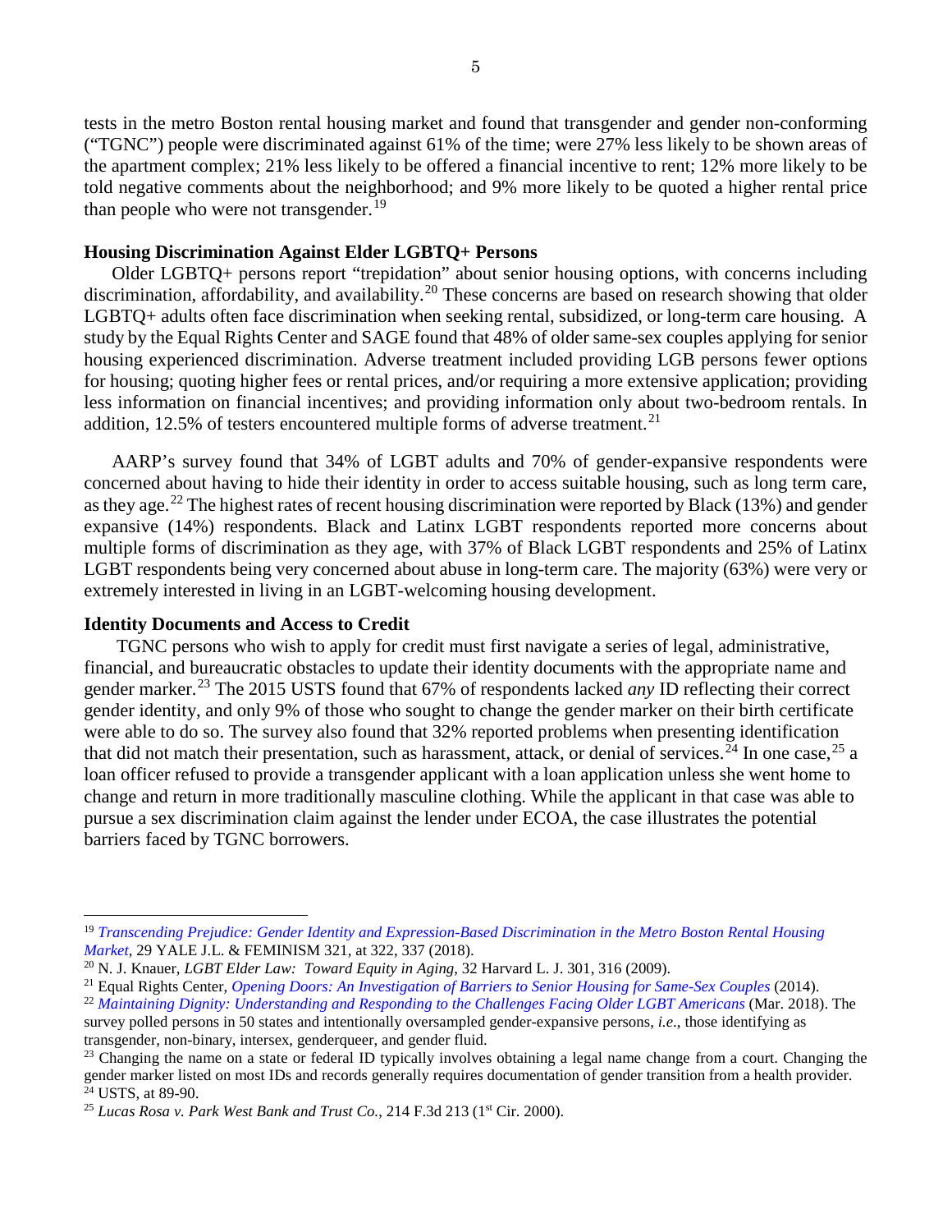tests in the metro Boston rental housing market and found that transgender and gender non-conforming ("TGNC") people were discriminated against 61% of the time; were 27% less likely to be shown areas of the apartment complex; 21% less likely to be offered a financial incentive to rent; 12% more likely to be told negative comments about the neighborhood; and 9% more likely to be quoted a higher rental price than people who were not transgender.[19]

**Housing Discrimination Against Elder LGBTQ+ Persons**

Older LGBTQ+ persons report "trepidation" about senior housing options, with concerns including discrimination, affordability, and availability.[20] These concerns are based on research showing that older LGBTQ+ adults often face discrimination when seeking rental, subsidized, or long-term care housing. A study by the Equal Rights Center and SAGE found that 48% of older same-sex couples applying for senior housing experienced discrimination. Adverse treatment included providing LGB persons fewer options for housing; quoting higher fees or rental prices, and/or requiring a more extensive application; providing less information on financial incentives; and providing information only about two-bedroom rentals. In addition, 12.5% of testers encountered multiple forms of adverse treatment.[21]

AARP's survey found that 34% of LGBT adults and 70% of gender-expansive respondents were concerned about having to hide their identity in order to access suitable housing, such as long term care, as they age.[22] The highest rates of recent housing discrimination were reported by Black (13%) and gender expansive (14%) respondents. Black and Latinx LGBT respondents reported more concerns about multiple forms of discrimination as they age, with 37% of Black LGBT respondents and 25% of Latinx LGBT respondents being very concerned about abuse in long-term care. The majority (63%) were very or extremely interested in living in an LGBT-welcoming housing development.

**Identity Documents and Access to Credit**

TGNC persons who wish to apply for credit must first navigate a series of legal, administrative, financial, and bureaucratic obstacles to update their identity documents with the appropriate name and gender marker.[23] The 2015 USTS found that 67% of respondents lacked *any* ID reflecting their correct gender identity, and only 9% of those who sought to change the gender marker on their birth certificate were able to do so. The survey also found that 32% reported problems when presenting identification that did not match their presentation, such as harassment, attack, or denial of services.[24] In one case,[25] a loan officer refused to provide a transgender applicant with a loan application unless she went home to change and return in more traditionally masculine clothing. While the applicant in that case was able to pursue a sex discrimination claim against the lender under ECOA, the case illustrates the potential barriers faced by TGNC borrowers.

---

[19] *Transcending Prejudice: Gender Identity and Expression-Based Discrimination in the Metro Boston Rental Housing Market*, 29 YALE J.L. & FEMINISM 321, at 322, 337 (2018).

[20] N. J. Knauer, *LGBT Elder Law: Toward Equity in Aging*, 32 Harvard L. J. 301, 316 (2009).

[21] Equal Rights Center, *Opening Doors: An Investigation of Barriers to Senior Housing for Same-Sex Couples* (2014).

[22] *Maintaining Dignity: Understanding and Responding to the Challenges Facing Older LGBT Americans* (Mar. 2018). The survey polled persons in 50 states and intentionally oversampled gender-expansive persons, *i.e*., those identifying as transgender, non-binary, intersex, genderqueer, and gender fluid.

[23] Changing the name on a state or federal ID typically involves obtaining a legal name change from a court. Changing the gender marker listed on most IDs and records generally requires documentation of gender transition from a health provider.

[24] USTS, at 89-90.

[25] *Lucas Rosa v. Park West Bank and Trust Co.*, 214 F.3d 213 (1st Cir. 2000).